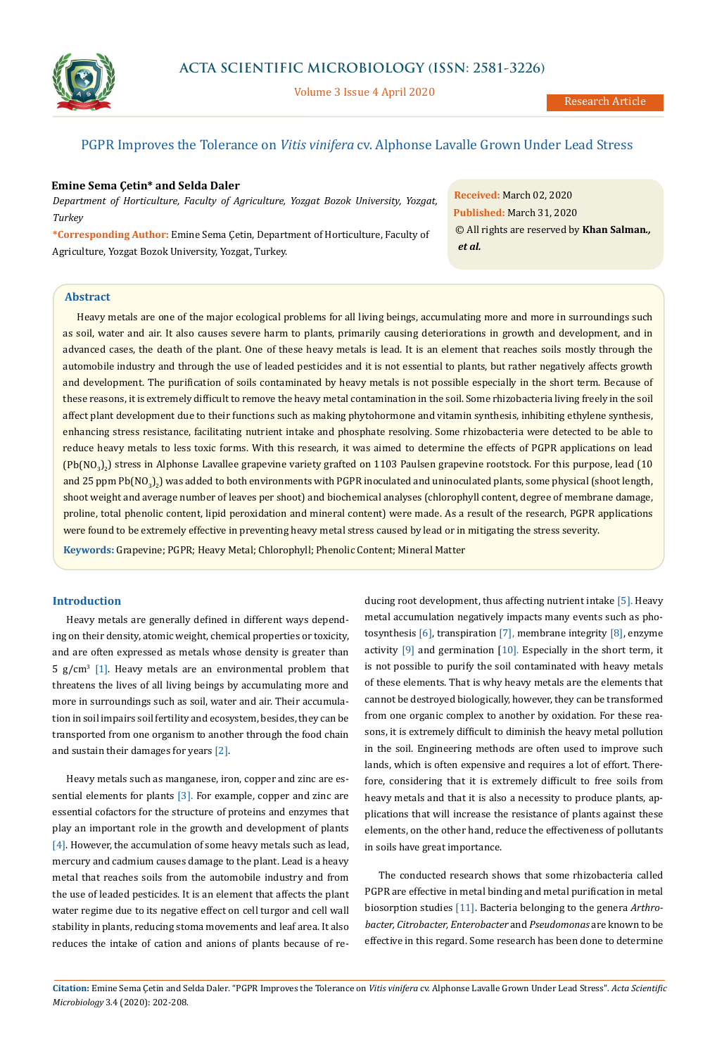# PGPR Improves the Tolerance on *Vitis vinifera* cv. Alphonse Lavalle Grown Under Lead Stress

**Emine Sema Çetin\* and Selda Daler**

*Department of Horticulture, Faculty of Agriculture, Yozgat Bozok University, Yozgat, Turkey*

**\*Corresponding Author:** Emine Sema Çetin, Department of Horticulture, Faculty of Agriculture, Yozgat Bozok University, Yozgat, Turkey.

**Received:** March 02, 2020
**Published:** March 31, 2020
© All rights are reserved by **Khan Salman., *et al.***

## Abstract

Heavy metals are one of the major ecological problems for all living beings, accumulating more and more in surroundings such as soil, water and air. It also causes severe harm to plants, primarily causing deteriorations in growth and development, and in advanced cases, the death of the plant. One of these heavy metals is lead. It is an element that reaches soils mostly through the automobile industry and through the use of leaded pesticides and it is not essential to plants, but rather negatively affects growth and development. The purification of soils contaminated by heavy metals is not possible especially in the short term. Because of these reasons, it is extremely difficult to remove the heavy metal contamination in the soil. Some rhizobacteria living freely in the soil affect plant development due to their functions such as making phytohormone and vitamin synthesis, inhibiting ethylene synthesis, enhancing stress resistance, facilitating nutrient intake and phosphate resolving. Some rhizobacteria were detected to be able to reduce heavy metals to less toxic forms. With this research, it was aimed to determine the effects of PGPR applications on lead ($Pb(NO_3)_2$) stress in Alphonse Lavallee grapevine variety grafted on 1103 Paulsen grapevine rootstock. For this purpose, lead (10 and 25 ppm $Pb(NO_3)_2$) was added to both environments with PGPR inoculated and uninoculated plants, some physical (shoot length, shoot weight and average number of leaves per shoot) and biochemical analyses (chlorophyll content, degree of membrane damage, proline, total phenolic content, lipid peroxidation and mineral content) were made. As a result of the research, PGPR applications were found to be extremely effective in preventing heavy metal stress caused by lead or in mitigating the stress severity.

**Keywords:** Grapevine; PGPR; Heavy Metal; Chlorophyll; Phenolic Content; Mineral Matter

## Introduction

Heavy metals are generally defined in different ways depending on their density, atomic weight, chemical properties or toxicity, and are often expressed as metals whose density is greater than 5 g/cm$^3$ [1]. Heavy metals are an environmental problem that threatens the lives of all living beings by accumulating more and more in surroundings such as soil, water and air. Their accumulation in soil impairs soil fertility and ecosystem, besides, they can be transported from one organism to another through the food chain and sustain their damages for years [2].

Heavy metals such as manganese, iron, copper and zinc are essential elements for plants [3]. For example, copper and zinc are essential cofactors for the structure of proteins and enzymes that play an important role in the growth and development of plants [4]. However, the accumulation of some heavy metals such as lead, mercury and cadmium causes damage to the plant. Lead is a heavy metal that reaches soils from the automobile industry and from the use of leaded pesticides. It is an element that affects the plant water regime due to its negative effect on cell turgor and cell wall stability in plants, reducing stoma movements and leaf area. It also reduces the intake of cation and anions of plants because of reducing root development, thus affecting nutrient intake [5]. Heavy metal accumulation negatively impacts many events such as photosynthesis [6], transpiration [7], membrane integrity [8], enzyme activity [9] and germination [10]. Especially in the short term, it is not possible to purify the soil contaminated with heavy metals of these elements. That is why heavy metals are the elements that cannot be destroyed biologically, however, they can be transformed from one organic complex to another by oxidation. For these reasons, it is extremely difficult to diminish the heavy metal pollution in the soil. Engineering methods are often used to improve such lands, which is often expensive and requires a lot of effort. Therefore, considering that it is extremely difficult to free soils from heavy metals and that it is also a necessity to produce plants, applications that will increase the resistance of plants against these elements, on the other hand, reduce the effectiveness of pollutants in soils have great importance.

The conducted research shows that some rhizobacteria called PGPR are effective in metal binding and metal purification in metal biosorption studies [11]. Bacteria belonging to the genera *Arthrobacter, Citrobacter, Enterobacter* and *Pseudomonas* are known to be effective in this regard. Some research has been done to determine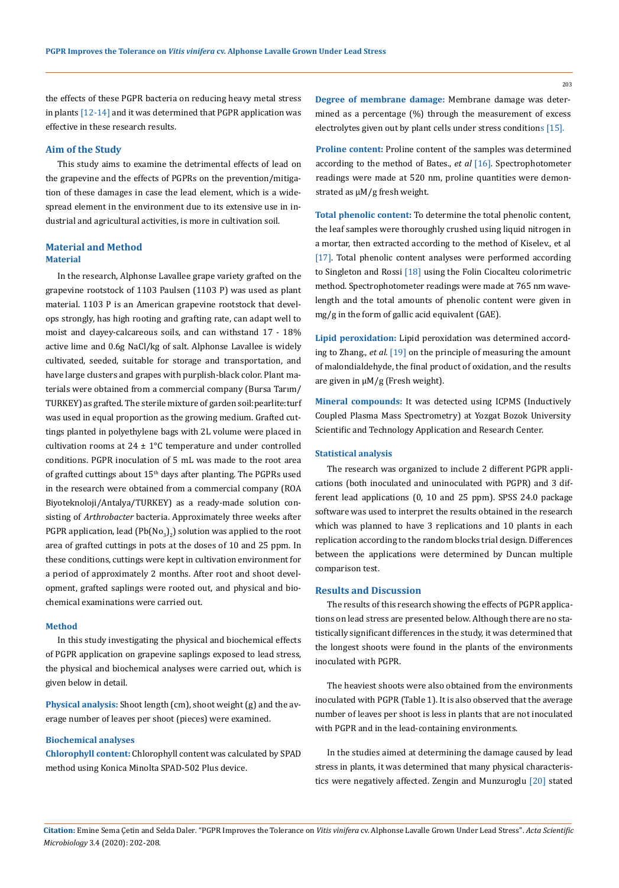the effects of these PGPR bacteria on reducing heavy metal stress in plants [12-14] and it was determined that PGPR application was effective in these research results.

## Aim of the Study

This study aims to examine the detrimental effects of lead on the grapevine and the effects of PGPRs on the prevention/mitigation of these damages in case the lead element, which is a widespread element in the environment due to its extensive use in industrial and agricultural activities, is more in cultivation soil.

## Material and Method

### Material

In the research, Alphonse Lavallee grape variety grafted on the grapevine rootstock of 1103 Paulsen (1103 P) was used as plant material. 1103 P is an American grapevine rootstock that develops strongly, has high rooting and grafting rate, can adapt well to moist and clayey-calcareous soils, and can withstand 17 - 18% active lime and 0.6g NaCl/kg of salt. Alphonse Lavallee is widely cultivated, seeded, suitable for storage and transportation, and have large clusters and grapes with purplish-black color. Plant materials were obtained from a commercial company (Bursa Tarım/TURKEY) as grafted. The sterile mixture of garden soil:pearlite:turf was used in equal proportion as the growing medium. Grafted cuttings planted in polyethylene bags with 2L volume were placed in cultivation rooms at 24 ± 1°C temperature and under controlled conditions. PGPR inoculation of 5 mL was made to the root area of grafted cuttings about 15th days after planting. The PGPRs used in the research were obtained from a commercial company (ROA Biyoteknoloji/Antalya/TURKEY) as a ready-made solution consisting of *Arthrobacter* bacteria. Approximately three weeks after PGPR application, lead ($Pb(No_3)_2$) solution was applied to the root area of grafted cuttings in pots at the doses of 10 and 25 ppm. In these conditions, cuttings were kept in cultivation environment for a period of approximately 2 months. After root and shoot development, grafted saplings were rooted out, and physical and biochemical examinations were carried out.

### Method

In this study investigating the physical and biochemical effects of PGPR application on grapevine saplings exposed to lead stress, the physical and biochemical analyses were carried out, which is given below in detail.

**Physical analysis:** Shoot length (cm), shoot weight (g) and the average number of leaves per shoot (pieces) were examined.

**Biochemical analyses**

**Chlorophyll content:** Chlorophyll content was calculated by SPAD method using Konica Minolta SPAD-502 Plus device.

**Degree of membrane damage:** Membrane damage was determined as a percentage (%) through the measurement of excess electrolytes given out by plant cells under stress conditions [15].

**Proline content:** Proline content of the samples was determined according to the method of Bates., *et al* [16]. Spectrophotometer readings were made at 520 nm, proline quantities were demonstrated as µM/g fresh weight.

**Total phenolic content:** To determine the total phenolic content, the leaf samples were thoroughly crushed using liquid nitrogen in a mortar, then extracted according to the method of Kiselev., et al [17]. Total phenolic content analyses were performed according to Singleton and Rossi [18] using the Folin Ciocalteu colorimetric method. Spectrophotometer readings were made at 765 nm wavelength and the total amounts of phenolic content were given in mg/g in the form of gallic acid equivalent (GAE).

**Lipid peroxidation:** Lipid peroxidation was determined according to Zhang., *et al.* [19] on the principle of measuring the amount of malondialdehyde, the final product of oxidation, and the results are given in µM/g (Fresh weight).

**Mineral compounds:** It was detected using ICPMS (Inductively Coupled Plasma Mass Spectrometry) at Yozgat Bozok University Scientific and Technology Application and Research Center.

### Statistical analysis

The research was organized to include 2 different PGPR applications (both inoculated and uninoculated with PGPR) and 3 different lead applications (0, 10 and 25 ppm). SPSS 24.0 package software was used to interpret the results obtained in the research which was planned to have 3 replications and 10 plants in each replication according to the random blocks trial design. Differences between the applications were determined by Duncan multiple comparison test.

## Results and Discussion

The results of this research showing the effects of PGPR applications on lead stress are presented below. Although there are no statistically significant differences in the study, it was determined that the longest shoots were found in the plants of the environments inoculated with PGPR.

The heaviest shoots were also obtained from the environments inoculated with PGPR (Table 1). It is also observed that the average number of leaves per shoot is less in plants that are not inoculated with PGPR and in the lead-containing environments.

In the studies aimed at determining the damage caused by lead stress in plants, it was determined that many physical characteristics were negatively affected. Zengin and Munzuroglu [20] stated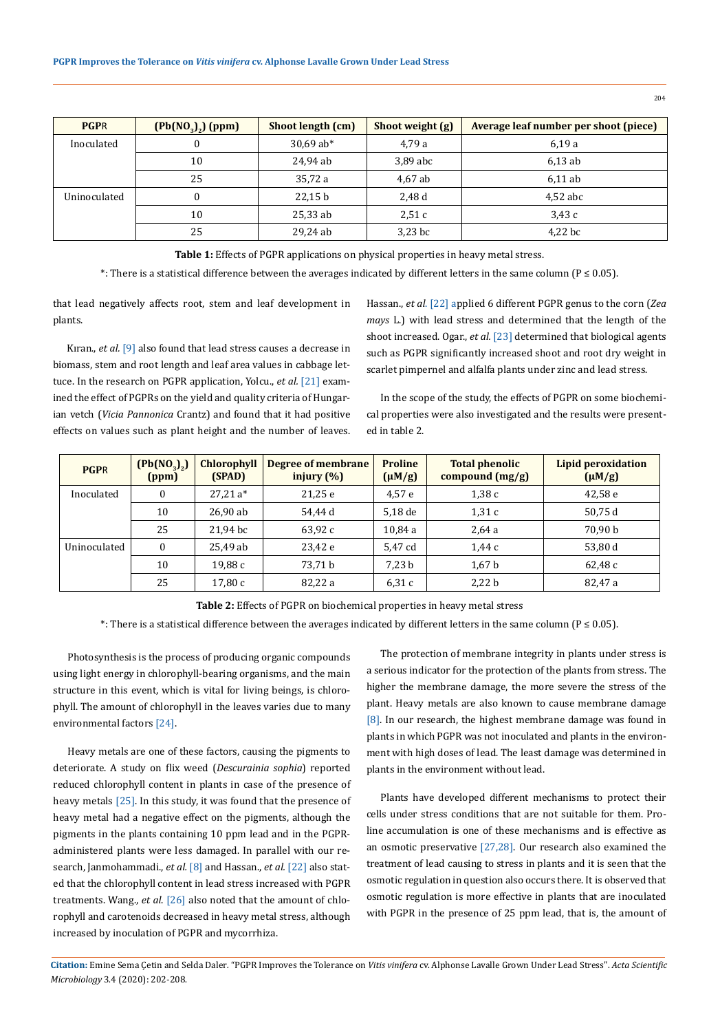| PGPR | $(Pb(NO_3)_2)$ (ppm) | Shoot length (cm) | Shoot weight (g) | Average leaf number per shoot (piece) |
|---|---|---|---|---|
| Inoculated | 0 | 30,69 ab* | 4,79 a | 6,19 a |
| | 10 | 24,94 ab | 3,89 abc | 6,13 ab |
| | 25 | 35,72 a | 4,67 ab | 6,11 ab |
| Uninoculated | 0 | 22,15 b | 2,48 d | 4,52 abc |
| | 10 | 25,33 ab | 2,51 c | 3,43 c |
| | 25 | 29,24 ab | 3,23 bc | 4,22 bc |

**Table 1:** Effects of PGPR applications on physical properties in heavy metal stress.

*: There is a statistical difference between the averages indicated by different letters in the same column ($P \leq 0.05$).

that lead negatively affects root, stem and leaf development in plants.

Kıran., *et al.* [9] also found that lead stress causes a decrease in biomass, stem and root length and leaf area values in cabbage lettuce. In the research on PGPR application, Yolcu., *et al.* [21] examined the effect of PGPRs on the yield and quality criteria of Hungarian vetch (*Vicia Pannonica* Crantz) and found that it had positive effects on values such as plant height and the number of leaves. Hassan., *et al.* [22] applied 6 different PGPR genus to the corn (*Zea mays* L.) with lead stress and determined that the length of the shoot increased. Ogar., *et al.* [23] determined that biological agents such as PGPR significantly increased shoot and root dry weight in scarlet pimpernel and alfalfa plants under zinc and lead stress.

In the scope of the study, the effects of PGPR on some biochemical properties were also investigated and the results were presented in table 2.

| PGPR | $(Pb(NO_3)_2)$ (ppm) | Chlorophyll (SPAD) | Degree of membrane injury (%) | Proline (μM/g) | Total phenolic compound (mg/g) | Lipid peroxidation (μM/g) |
|---|---|---|---|---|---|---|
| Inoculated | 0 | 27,21 a* | 21,25 e | 4,57 e | 1,38 c | 42,58 e |
| | 10 | 26,90 ab | 54,44 d | 5,18 de | 1,31 c | 50,75 d |
| | 25 | 21,94 bc | 63,92 c | 10,84 a | 2,64 a | 70,90 b |
| Uninoculated | 0 | 25,49 ab | 23,42 e | 5,47 cd | 1,44 c | 53,80 d |
| | 10 | 19,88 c | 73,71 b | 7,23 b | 1,67 b | 62,48 c |
| | 25 | 17,80 c | 82,22 a | 6,31 c | 2,22 b | 82,47 a |

**Table 2:** Effects of PGPR on biochemical properties in heavy metal stress

*: There is a statistical difference between the averages indicated by different letters in the same column ($P \leq 0.05$).

Photosynthesis is the process of producing organic compounds using light energy in chlorophyll-bearing organisms, and the main structure in this event, which is vital for living beings, is chlorophyll. The amount of chlorophyll in the leaves varies due to many environmental factors [24].

Heavy metals are one of these factors, causing the pigments to deteriorate. A study on flix weed (*Descurainia sophia*) reported reduced chlorophyll content in plants in case of the presence of heavy metals [25]. In this study, it was found that the presence of heavy metal had a negative effect on the pigments, although the pigments in the plants containing 10 ppm lead and in the PGPR-administered plants were less damaged. In parallel with our research, Janmohammadi., *et al.* [8] and Hassan., *et al.* [22] also stated that the chlorophyll content in lead stress increased with PGPR treatments. Wang., *et al.* [26] also noted that the amount of chlorophyll and carotenoids decreased in heavy metal stress, although increased by inoculation of PGPR and mycorrhiza.

The protection of membrane integrity in plants under stress is a serious indicator for the protection of the plants from stress. The higher the membrane damage, the more severe the stress of the plant. Heavy metals are also known to cause membrane damage [8]. In our research, the highest membrane damage was found in plants in which PGPR was not inoculated and plants in the environment with high doses of lead. The least damage was determined in plants in the environment without lead.

Plants have developed different mechanisms to protect their cells under stress conditions that are not suitable for them. Proline accumulation is one of these mechanisms and is effective as an osmotic preservative [27,28]. Our research also examined the treatment of lead causing to stress in plants and it is seen that the osmotic regulation in question also occurs there. It is observed that osmotic regulation is more effective in plants that are inoculated with PGPR in the presence of 25 ppm lead, that is, the amount of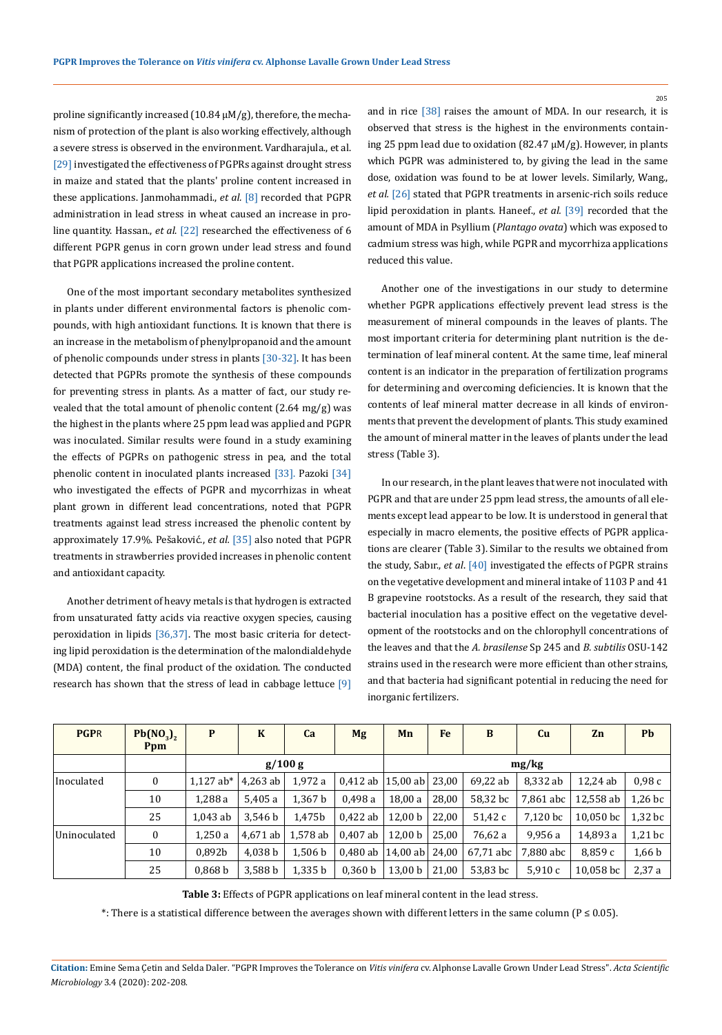proline significantly increased (10.84 μM/g), therefore, the mechanism of protection of the plant is also working effectively, although a severe stress is observed in the environment. Vardharajula., et al. [29] investigated the effectiveness of PGPRs against drought stress in maize and stated that the plants' proline content increased in these applications. Janmohammadi., *et al.* [8] recorded that PGPR administration in lead stress in wheat caused an increase in proline quantity. Hassan., *et al.* [22] researched the effectiveness of 6 different PGPR genus in corn grown under lead stress and found that PGPR applications increased the proline content.

One of the most important secondary metabolites synthesized in plants under different environmental factors is phenolic compounds, with high antioxidant functions. It is known that there is an increase in the metabolism of phenylpropanoid and the amount of phenolic compounds under stress in plants [30-32]. It has been detected that PGPRs promote the synthesis of these compounds for preventing stress in plants. As a matter of fact, our study revealed that the total amount of phenolic content (2.64 mg/g) was the highest in the plants where 25 ppm lead was applied and PGPR was inoculated. Similar results were found in a study examining the effects of PGPRs on pathogenic stress in pea, and the total phenolic content in inoculated plants increased [33]. Pazoki [34] who investigated the effects of PGPR and mycorrhizas in wheat plant grown in different lead concentrations, noted that PGPR treatments against lead stress increased the phenolic content by approximately 17.9%. Pešaković., *et al.* [35] also noted that PGPR treatments in strawberries provided increases in phenolic content and antioxidant capacity.

Another detriment of heavy metals is that hydrogen is extracted from unsaturated fatty acids via reactive oxygen species, causing peroxidation in lipids [36,37]. The most basic criteria for detecting lipid peroxidation is the determination of the malondialdehyde (MDA) content, the final product of the oxidation. The conducted research has shown that the stress of lead in cabbage lettuce [9] and in rice [38] raises the amount of MDA. In our research, it is observed that stress is the highest in the environments containing 25 ppm lead due to oxidation (82.47 μM/g). However, in plants which PGPR was administered to, by giving the lead in the same dose, oxidation was found to be at lower levels. Similarly, Wang., *et al.* [26] stated that PGPR treatments in arsenic-rich soils reduce lipid peroxidation in plants. Haneef., *et al.* [39] recorded that the amount of MDA in Psyllium (*Plantago ovata*) which was exposed to cadmium stress was high, while PGPR and mycorrhiza applications reduced this value.

Another one of the investigations in our study to determine whether PGPR applications effectively prevent lead stress is the measurement of mineral compounds in the leaves of plants. The most important criteria for determining plant nutrition is the determination of leaf mineral content. At the same time, leaf mineral content is an indicator in the preparation of fertilization programs for determining and overcoming deficiencies. It is known that the contents of leaf mineral matter decrease in all kinds of environments that prevent the development of plants. This study examined the amount of mineral matter in the leaves of plants under the lead stress (Table 3).

In our research, in the plant leaves that were not inoculated with PGPR and that are under 25 ppm lead stress, the amounts of all elements except lead appear to be low. It is understood in general that especially in macro elements, the positive effects of PGPR applications are clearer (Table 3). Similar to the results we obtained from the study, Sabır., *et al.* [40] investigated the effects of PGPR strains on the vegetative development and mineral intake of 1103 P and 41 B grapevine rootstocks. As a result of the research, they said that bacterial inoculation has a positive effect on the vegetative development of the rootstocks and on the chlorophyll concentrations of the leaves and that the *A. brasilense* Sp 245 and *B. subtilis* OSU-142 strains used in the research were more efficient than other strains, and that bacteria had significant potential in reducing the need for inorganic fertilizers.

| PGPR | $Pb(NO_3)_2$ Ppm | P | K | Ca | Mg | Mn | Fe | B | Cu | Zn | Pb |
|---|---|---|---|---|---|---|---|---|---|---|---|
| | | g/100 g | | | | mg/kg | | | | | |
| Inoculated | 0 | 1,127 ab* | 4,263 ab | 1,972 a | 0,412 ab | 15,00 ab | 23,00 | 69,22 ab | 8,332 ab | 12,24 ab | 0,98 c |
| | 10 | 1,288 a | 5,405 a | 1,367 b | 0,498 a | 18,00 a | 28,00 | 58,32 bc | 7,861 abc | 12,558 ab | 1,26 bc |
| | 25 | 1,043 ab | 3,546 b | 1,475b | 0,422 ab | 12,00 b | 22,00 | 51,42 c | 7,120 bc | 10,050 bc | 1,32 bc |
| Uninoculated | 0 | 1,250 a | 4,671 ab | 1,578 ab | 0,407 ab | 12,00 b | 25,00 | 76,62 a | 9,956 a | 14,893 a | 1,21 bc |
| | 10 | 0,892b | 4,038 b | 1,506 b | 0,480 ab | 14,00 ab | 24,00 | 67,71 abc | 7,880 abc | 8,859 c | 1,66 b |
| | 25 | 0,868 b | 3,588 b | 1,335 b | 0,360 b | 13,00 b | 21,00 | 53,83 bc | 5,910 c | 10,058 bc | 2,37 a |

**Table 3:** Effects of PGPR applications on leaf mineral content in the lead stress.

*: There is a statistical difference between the averages shown with different letters in the same column ($P \leq 0.05$).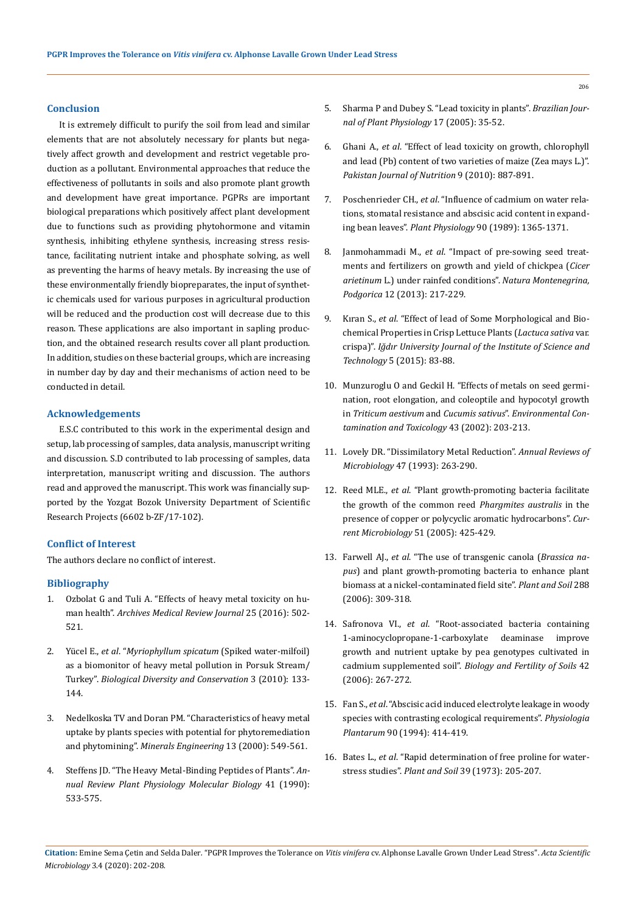## Conclusion

It is extremely difficult to purify the soil from lead and similar elements that are not absolutely necessary for plants but negatively affect growth and development and restrict vegetable production as a pollutant. Environmental approaches that reduce the effectiveness of pollutants in soils and also promote plant growth and development have great importance. PGPRs are important biological preparations which positively affect plant development due to functions such as providing phytohormone and vitamin synthesis, inhibiting ethylene synthesis, increasing stress resistance, facilitating nutrient intake and phosphate solving, as well as preventing the harms of heavy metals. By increasing the use of these environmentally friendly biopreparates, the input of synthetic chemicals used for various purposes in agricultural production will be reduced and the production cost will decrease due to this reason. These applications are also important in sapling production, and the obtained research results cover all plant production. In addition, studies on these bacterial groups, which are increasing in number day by day and their mechanisms of action need to be conducted in detail.

## Acknowledgements

E.S.C contributed to this work in the experimental design and setup, lab processing of samples, data analysis, manuscript writing and discussion. S.D contributed to lab processing of samples, data interpretation, manuscript writing and discussion. The authors read and approved the manuscript. This work was financially supported by the Yozgat Bozok University Department of Scientific Research Projects (6602 b-ZF/17-102).

## Conflict of Interest

The authors declare no conflict of interest.

## Bibliography

1. Ozbolat G and Tuli A. "Effects of heavy metal toxicity on human health". *Archives Medical Review Journal* 25 (2016): 502-521.
2. Yücel E., *et al*. "*Myriophyllum spicatum* (Spiked water-milfoil) as a biomonitor of heavy metal pollution in Porsuk Stream/ Turkey". *Biological Diversity and Conservation* 3 (2010): 133-144.
3. Nedelkoska TV and Doran PM. "Characteristics of heavy metal uptake by plants species with potential for phytoremediation and phytomining". *Minerals Engineering* 13 (2000): 549-561.
4. Steffens JD. "The Heavy Metal-Binding Peptides of Plants". *Annual Review Plant Physiology Molecular Biology* 41 (1990): 533-575.
5. Sharma P and Dubey S. "Lead toxicity in plants". *Brazilian Journal of Plant Physiology* 17 (2005): 35-52.
6. Ghani A., *et al*. "Effect of lead toxicity on growth, chlorophyll and lead (Pb) content of two varieties of maize (Zea mays L.)". *Pakistan Journal of Nutrition* 9 (2010): 887-891.
7. Poschenrieder CH., *et al*. "Influence of cadmium on water relations, stomatal resistance and abscisic acid content in expanding bean leaves". *Plant Physiology* 90 (1989): 1365-1371.
8. Janmohammadi M., *et al*. "Impact of pre-sowing seed treatments and fertilizers on growth and yield of chickpea (*Cicer arietinum* L.) under rainfed conditions". *Natura Montenegrina, Podgorica* 12 (2013): 217-229.
9. Kıran S., *et al*. "Effect of lead of Some Morphological and Biochemical Properties in Crisp Lettuce Plants (*Lactuca sativa* var. crispa)". *Iğdır University Journal of the Institute of Science and Technology* 5 (2015): 83-88.
10. Munzuroglu O and Geckil H. "Effects of metals on seed germination, root elongation, and coleoptile and hypocotyl growth in *Triticum aestivum* and *Cucumis sativus*". *Environmental Contamination and Toxicology* 43 (2002): 203-213.
11. Lovely DR. "Dissimilatory Metal Reduction". *Annual Reviews of Microbiology* 47 (1993): 263-290.
12. Reed MLE., *et al*. "Plant growth-promoting bacteria facilitate the growth of the common reed *Phargmites australis* in the presence of copper or polycyclic aromatic hydrocarbons". *Current Microbiology* 51 (2005): 425-429.
13. Farwell AJ., *et al*. "The use of transgenic canola (*Brassica napus*) and plant growth-promoting bacteria to enhance plant biomass at a nickel-contaminated field site". *Plant and Soil* 288 (2006): 309-318.
14. Safronova VI., *et al*. "Root-associated bacteria containing 1-aminocyclopropane-1-carboxylate deaminase improve growth and nutrient uptake by pea genotypes cultivated in cadmium supplemented soil". *Biology and Fertility of Soils* 42 (2006): 267-272.
15. Fan S., *et al*. "Abscisic acid induced electrolyte leakage in woody species with contrasting ecological requirements". *Physiologia Plantarum* 90 (1994): 414-419.
16. Bates L., *et al*. "Rapid determination of free proline for water-stress studies". *Plant and Soil* 39 (1973): 205-207.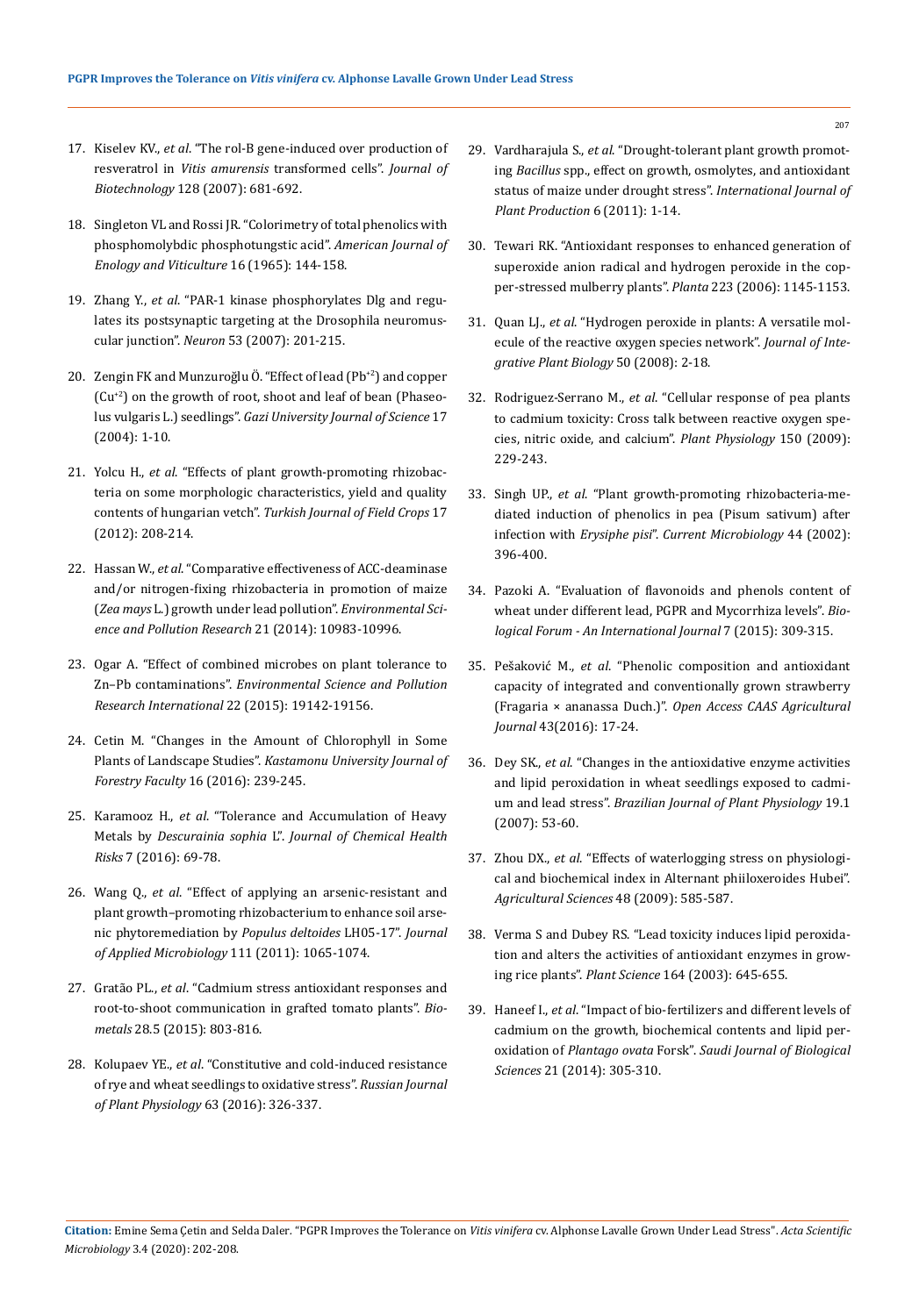17. Kiselev KV., *et al*. "The rol-B gene-induced over production of resveratrol in *Vitis amurensis* transformed cells". *Journal of Biotechnology* 128 (2007): 681-692.

18. Singleton VL and Rossi JR. "Colorimetry of total phenolics with phosphomolybdic phosphotungstic acid". *American Journal of Enology and Viticulture* 16 (1965): 144-158.

19. Zhang Y., *et al*. "PAR-1 kinase phosphorylates Dlg and regulates its postsynaptic targeting at the Drosophila neuromuscular junction". *Neuron* 53 (2007): 201-215.

20. Zengin FK and Munzuroğlu Ö. "Effect of lead ($Pb^{+2}$) and copper ($Cu^{+2}$) on the growth of root, shoot and leaf of bean (Phaseolus vulgaris L.) seedlings". *Gazi University Journal of Science* 17 (2004): 1-10.

21. Yolcu H., *et al*. "Effects of plant growth-promoting rhizobacteria on some morphologic characteristics, yield and quality contents of hungarian vetch". *Turkish Journal of Field Crops* 17 (2012): 208-214.

22. Hassan W., *et al*. "Comparative effectiveness of ACC-deaminase and/or nitrogen-fixing rhizobacteria in promotion of maize (*Zea mays* L.) growth under lead pollution". *Environmental Science and Pollution Research* 21 (2014): 10983-10996.

23. Ogar A. "Effect of combined microbes on plant tolerance to Zn–Pb contaminations". *Environmental Science and Pollution Research International* 22 (2015): 19142-19156.

24. Cetin M. "Changes in the Amount of Chlorophyll in Some Plants of Landscape Studies". *Kastamonu University Journal of Forestry Faculty* 16 (2016): 239-245.

25. Karamooz H., *et al*. "Tolerance and Accumulation of Heavy Metals by *Descurainia sophia* L". *Journal of Chemical Health Risks* 7 (2016): 69-78.

26. Wang Q., *et al*. "Effect of applying an arsenic-resistant and plant growth–promoting rhizobacterium to enhance soil arsenic phytoremediation by *Populus deltoides* LH05-17". *Journal of Applied Microbiology* 111 (2011): 1065-1074.

27. Gratão PL., *et al*. "Cadmium stress antioxidant responses and root-to-shoot communication in grafted tomato plants". *Biometals* 28.5 (2015): 803-816.

28. Kolupaev YE., *et al*. "Constitutive and cold-induced resistance of rye and wheat seedlings to oxidative stress". *Russian Journal of Plant Physiology* 63 (2016): 326-337.

29. Vardharajula S., *et al*. "Drought-tolerant plant growth promoting *Bacillus* spp., effect on growth, osmolytes, and antioxidant status of maize under drought stress". *International Journal of Plant Production* 6 (2011): 1-14.

30. Tewari RK. "Antioxidant responses to enhanced generation of superoxide anion radical and hydrogen peroxide in the copper-stressed mulberry plants". *Planta* 223 (2006): 1145-1153.

31. Quan LJ., *et al*. "Hydrogen peroxide in plants: A versatile molecule of the reactive oxygen species network". *Journal of Integrative Plant Biology* 50 (2008): 2-18.

32. Rodriguez-Serrano M., *et al*. "Cellular response of pea plants to cadmium toxicity: Cross talk between reactive oxygen species, nitric oxide, and calcium". *Plant Physiology* 150 (2009): 229-243.

33. Singh UP., *et al*. "Plant growth-promoting rhizobacteria-mediated induction of phenolics in pea (Pisum sativum) after infection with *Erysiphe pisi*". *Current Microbiology* 44 (2002): 396-400.

34. Pazoki A. "Evaluation of flavonoids and phenols content of wheat under different lead, PGPR and Mycorrhiza levels". *Biological Forum - An International Journal* 7 (2015): 309-315.

35. Pešaković M., *et al*. "Phenolic composition and antioxidant capacity of integrated and conventionally grown strawberry (Fragaria × ananassa Duch.)". *Open Access CAAS Agricultural Journal* 43(2016): 17-24.

36. Dey SK., *et al*. "Changes in the antioxidative enzyme activities and lipid peroxidation in wheat seedlings exposed to cadmium and lead stress". *Brazilian Journal of Plant Physiology* 19.1 (2007): 53-60.

37. Zhou DX., *et al*. "Effects of waterlogging stress on physiological and biochemical index in Alternant phiiloxeroides Hubei". *Agricultural Sciences* 48 (2009): 585-587.

38. Verma S and Dubey RS. "Lead toxicity induces lipid peroxidation and alters the activities of antioxidant enzymes in growing rice plants". *Plant Science* 164 (2003): 645-655.

39. Haneef I., *et al*. "Impact of bio-fertilizers and different levels of cadmium on the growth, biochemical contents and lipid peroxidation of *Plantago ovata* Forsk". *Saudi Journal of Biological Sciences* 21 (2014): 305-310.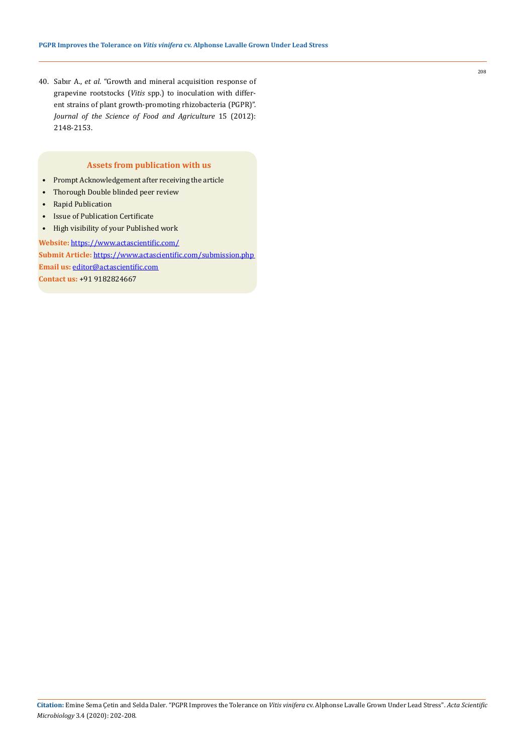40. Sabır A., *et al*. "Growth and mineral acquisition response of grapevine rootstocks (*Vitis* spp.) to inoculation with different strains of plant growth-promoting rhizobacteria (PGPR)". *Journal of the Science of Food and Agriculture* 15 (2012): 2148-2153.

**Assets from publication with us**

- Prompt Acknowledgement after receiving the article
- Thorough Double blinded peer review
- Rapid Publication
- Issue of Publication Certificate
- High visibility of your Published work

**Website:** https://www.actascientific.com/

**Submit Article:** https://www.actascientific.com/submission.php

**Email us:** editor@actascientific.com

**Contact us:** +91 9182824667